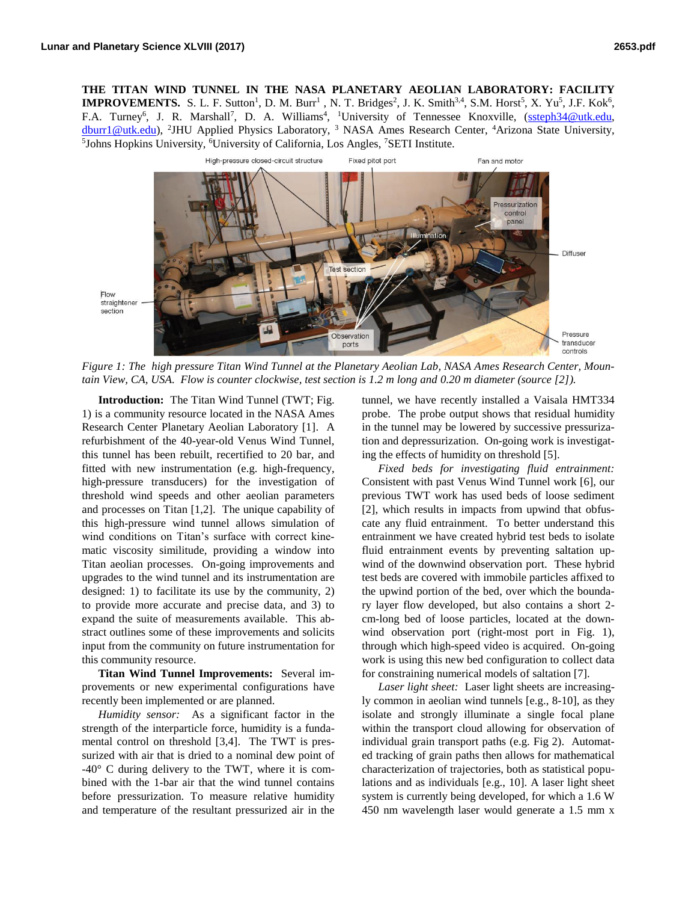**THE TITAN WIND TUNNEL IN THE NASA PLANETARY AEOLIAN LABORATORY: FACILITY IMPROVEMENTS.** S. L. F. Sutton[1], D. M. Burr[1], N. T. Bridges[2], J. K. Smith[3,4], S.M. Horst[5], X. Yu[5], J.F. Kok[6], F.A. Turney[6], J. R. Marshall[7], D. A. Williams[4], [1]University of Tennessee Knoxville, (ssteph34@utk.edu, dburr1@utk.edu), [2]JHU Applied Physics Laboratory, [3] NASA Ames Research Center, [4]Arizona State University, [5]Johns Hopkins University, [6]University of California, Los Angeles, [7]SETI Institute.

*Figure 1: The high pressure Titan Wind Tunnel at the Planetary Aeolian Lab, NASA Ames Research Center, Mountain View, CA, USA. Flow is counter clockwise, test section is 1.2 m long and 0.20 m diameter (source [2]).*

**Introduction:** The Titan Wind Tunnel (TWT; Fig. 1) is a community resource located in the NASA Ames Research Center Planetary Aeolian Laboratory [1]. A refurbishment of the 40-year-old Venus Wind Tunnel, this tunnel has been rebuilt, recertified to 20 bar, and fitted with new instrumentation (e.g. high-frequency, high-pressure transducers) for the investigation of threshold wind speeds and other aeolian parameters and processes on Titan [1,2]. The unique capability of this high-pressure wind tunnel allows simulation of wind conditions on Titan's surface with correct kinematic viscosity similitude, providing a window into Titan aeolian processes. On-going improvements and upgrades to the wind tunnel and its instrumentation are designed: 1) to facilitate its use by the community, 2) to provide more accurate and precise data, and 3) to expand the suite of measurements available. This abstract outlines some of these improvements and solicits input from the community on future instrumentation for this community resource.

**Titan Wind Tunnel Improvements:** Several improvements or new experimental configurations have recently been implemented or are planned.

*Humidity sensor:* As a significant factor in the strength of the interparticle force, humidity is a fundamental control on threshold [3,4]. The TWT is pressurized with air that is dried to a nominal dew point of -40° C during delivery to the TWT, where it is combined with the 1-bar air that the wind tunnel contains before pressurization. To measure relative humidity and temperature of the resultant pressurized air in the tunnel, we have recently installed a Vaisala HMT334 probe. The probe output shows that residual humidity in the tunnel may be lowered by successive pressurization and depressurization. On-going work is investigating the effects of humidity on threshold [5].

*Fixed beds for investigating fluid entrainment:* Consistent with past Venus Wind Tunnel work [6], our previous TWT work has used beds of loose sediment [2], which results in impacts from upwind that obfuscate any fluid entrainment. To better understand this entrainment we have created hybrid test beds to isolate fluid entrainment events by preventing saltation upwind of the downwind observation port. These hybrid test beds are covered with immobile particles affixed to the upwind portion of the bed, over which the boundary layer flow developed, but also contains a short 2-cm-long bed of loose particles, located at the downwind observation port (right-most port in Fig. 1), through which high-speed video is acquired. On-going work is using this new bed configuration to collect data for constraining numerical models of saltation [7].

*Laser light sheet:* Laser light sheets are increasingly common in aeolian wind tunnels [e.g., 8-10], as they isolate and strongly illuminate a single focal plane within the transport cloud allowing for observation of individual grain transport paths (e.g. Fig 2). Automated tracking of grain paths then allows for mathematical characterization of trajectories, both as statistical populations and as individuals [e.g., 10]. A laser light sheet system is currently being developed, for which a 1.6 W 450 nm wavelength laser would generate a 1.5 mm x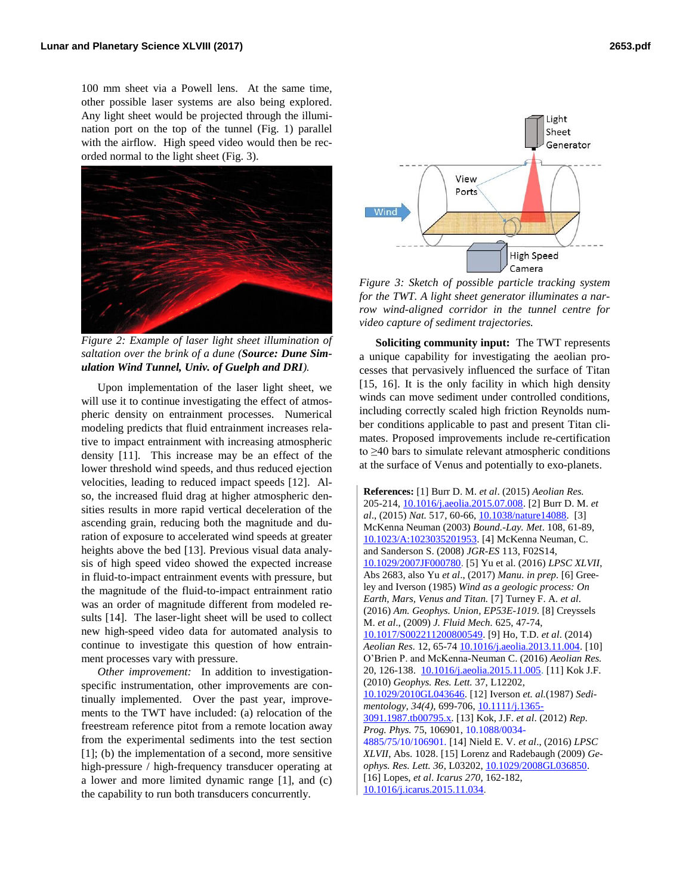100 mm sheet via a Powell lens. At the same time, other possible laser systems are also being explored. Any light sheet would be projected through the illumination port on the top of the tunnel (Fig. 1) parallel with the airflow. High speed video would then be recorded normal to the light sheet (Fig. 3).

*Figure 2: Example of laser light sheet illumination of saltation over the brink of a dune (**Source: Dune Simulation Wind Tunnel, Univ. of Guelph and DRI**).*

Upon implementation of the laser light sheet, we will use it to continue investigating the effect of atmospheric density on entrainment processes. Numerical modeling predicts that fluid entrainment increases relative to impact entrainment with increasing atmospheric density [11]. This increase may be an effect of the lower threshold wind speeds, and thus reduced ejection velocities, leading to reduced impact speeds [12]. Also, the increased fluid drag at higher atmospheric densities results in more rapid vertical deceleration of the ascending grain, reducing both the magnitude and duration of exposure to accelerated wind speeds at greater heights above the bed [13]. Previous visual data analysis of high speed video showed the expected increase in fluid-to-impact entrainment events with pressure, but the magnitude of the fluid-to-impact entrainment ratio was an order of magnitude different from modeled results [14]. The laser-light sheet will be used to collect new high-speed video data for automated analysis to continue to investigate this question of how entrainment processes vary with pressure.

*Other improvement:* In addition to investigation-specific instrumentation, other improvements are continually implemented. Over the past year, improvements to the TWT have included: (a) relocation of the freestream reference pitot from a remote location away from the experimental sediments into the test section [1]; (b) the implementation of a second, more sensitive high-pressure / high-frequency transducer operating at a lower and more limited dynamic range [1], and (c) the capability to run both transducers concurrently.

Light Sheet Generator
View Ports
Wind
High Speed Camera

*Figure 3: Sketch of possible particle tracking system for the TWT. A light sheet generator illuminates a narrow wind-aligned corridor in the tunnel centre for video capture of sediment trajectories.*

**Soliciting community input:** The TWT represents a unique capability for investigating the aeolian processes that pervasively influenced the surface of Titan [15, 16]. It is the only facility in which high density winds can move sediment under controlled conditions, including correctly scaled high friction Reynolds number conditions applicable to past and present Titan climates. Proposed improvements include re-certification to ≥40 bars to simulate relevant atmospheric conditions at the surface of Venus and potentially to exo-planets.

**References:** [1] Burr D. M. *et al*. (2015) *Aeolian Res.* 205-214, 10.1016/j.aeolia.2015.07.008. [2] Burr D. M. *et al*., (2015) *Nat.* 517, 60-66, 10.1038/nature14088. [3] McKenna Neuman (2003) *Bound.-Lay. Met*. 108, 61-89, 10.1023/A:1023035201953. [4] McKenna Neuman, C. and Sanderson S. (2008) *JGR-ES* 113, F02S14, 10.1029/2007JF000780. [5] Yu et al. (2016) *LPSC XLVII*, Abs 2683, also Yu *et al*., (2017) *Manu. in prep*. [6] Greeley and Iverson (1985) *Wind as a geologic process: On Earth, Mars, Venus and Titan.* [7] Turney F. A. *et al.* (2016) *Am. Geophys. Union, EP53E-1019*. [8] Creyssels M. *et al*., (2009) *J. Fluid Mech.* 625, 47-74, 10.1017/S0022112008005549. [9] Ho, T.D. *et al*. (2014) *Aeolian Res*. 12, 65-74 10.1016/j.aeolia.2013.11.004. [10] O'Brien P. and McKenna-Neuman C. (2016) *Aeolian Res.* 20, 126-138. 10.1016/j.aeolia.2015.11.005. [11] Kok J.F. (2010) *Geophys. Res. Lett.* 37, L12202, 10.1029/2010GL043646. [12] Iverson *et. al.*(1987) *Sedimentology, 34(4)*, 699-706, 10.1111/j.1365-3091.1987.tb00795.x. [13] Kok, J.F. *et al*. (2012) *Rep. Prog. Phys.* 75, 106901, 10.1088/0034-4885/75/10/106901. [14] Nield E. V. *et al*., (2016) *LPSC XLVII*, Abs. 1028. [15] Lorenz and Radebaugh (2009) *Geophys. Res. Lett. 36*, L03202, 10.1029/2008GL036850. [16] Lopes, *et al*. *Icarus 270*, 162-182, 10.1016/j.icarus.2015.11.034.